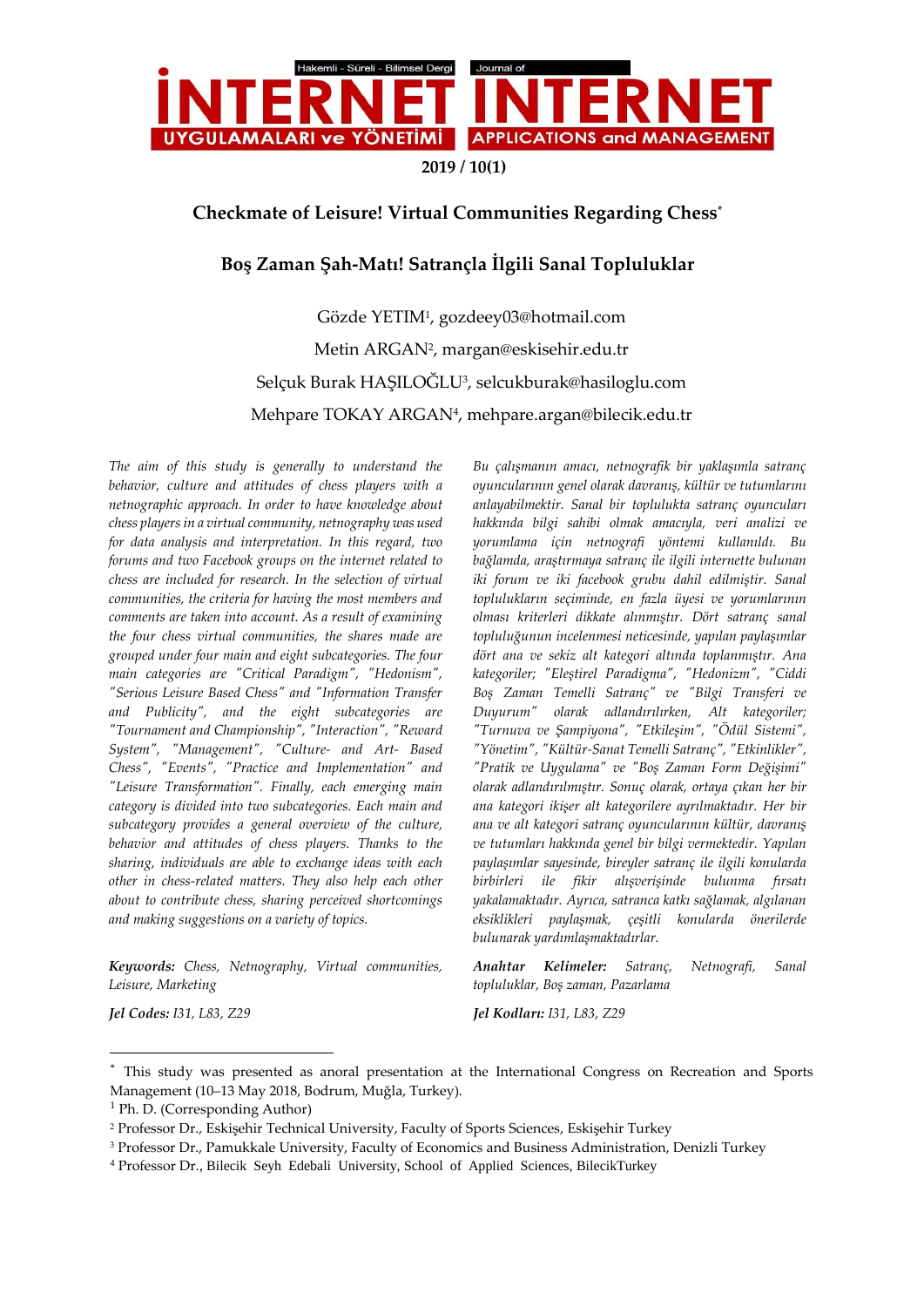# Checkmate of Leisure! Virtual Communities Regarding Chess[*]

# Boş Zaman Şah-Matı! Satrançla İlgili Sanal Topluluklar

Gözde YETIM[1], gozdeey03@hotmail.com

Metin ARGAN[2], margan@eskisehir.edu.tr

Selçuk Burak HAŞILOĞLU[3], selcukburak@hasiloglu.com

Mehpare TOKAY ARGAN[4], mehpare.argan@bilecik.edu.tr

*The aim of this study is generally to understand the behavior, culture and attitudes of chess players with a netnographic approach. In order to have knowledge about chess players in a virtual community, netnography was used for data analysis and interpretation. In this regard, two forums and two Facebook groups on the internet related to chess are included for research. In the selection of virtual communities, the criteria for having the most members and comments are taken into account. As a result of examining the four chess virtual communities, the shares made are grouped under four main and eight subcategories. The four main categories are "Critical Paradigm", "Hedonism", "Serious Leisure Based Chess" and "Information Transfer and Publicity", and the eight subcategories are "Tournament and Championship", "Interaction", "Reward System", "Management", "Culture- and Art- Based Chess", "Events", "Practice and Implementation" and "Leisure Transformation". Finally, each emerging main category is divided into two subcategories. Each main and subcategory provides a general overview of the culture, behavior and attitudes of chess players. Thanks to the sharing, individuals are able to exchange ideas with each other in chess-related matters. They also help each other about to contribute chess, sharing perceived shortcomings and making suggestions on a variety of topics.*

**Keywords:** *Chess, Netnography, Virtual communities, Leisure, Marketing*

**Jel Codes:** *I31, L83, Z29*

*Bu çalışmanın amacı, netnografik bir yaklaşımla satranç oyuncularının genel olarak davranış, kültür ve tutumlarını anlayabilmektir. Sanal bir toplulukta satranç oyuncuları hakkında bilgi sahibi olmak amacıyla, veri analizi ve yorumlama için netnografi yöntemi kullanıldı. Bu bağlamda, araştırmaya satranç ile ilgili internette bulunan iki forum ve iki facebook grubu dahil edilmiştir. Sanal toplulukların seçiminde, en fazla üyesi ve yorumlarının olması kriterleri dikkate alınmıştır. Dört satranç sanal topluluğunun incelenmesi neticesinde, yapılan paylaşımlar dört ana ve sekiz alt kategori altında toplanmıştır. Ana kategoriler; "Eleştirel Paradigma", "Hedonizm", "Ciddi Boş Zaman Temelli Satranç" ve "Bilgi Transferi ve Duyurum" olarak adlandırılırken, Alt kategoriler; "Turnuva ve Şampiyona", "Etkileşim", "Ödül Sistemi", "Yönetim", "Kültür-Sanat Temelli Satranç", "Etkinlikler", "Pratik ve Uygulama" ve "Boş Zaman Form Değişimi" olarak adlandırılmıştır. Sonuç olarak, ortaya çıkan her bir ana kategori ikişer alt kategorilere ayrılmaktadır. Her bir ana ve alt kategori satranç oyuncularının kültür, davranış ve tutumları hakkında genel bir bilgi vermektedir. Yapılan paylaşımlar sayesinde, bireyler satranç ile ilgili konularda birbirleri ile fikir alışverişinde bulunma fırsatı yakalamaktadır. Ayrıca, satranca katkı sağlamak, algılanan eksiklikleri paylaşmak, çeşitli konularda önerilerde bulunarak yardımlaşmaktadırlar.*

**Anahtar Kelimeler:** *Satranç, Netnografi, Sanal topluluklar, Boş zaman, Pazarlama*

**Jel Kodları:** *I31, L83, Z29*

---

[*] This study was presented as anoral presentation at the International Congress on Recreation and Sports Management (10–13 May 2018, Bodrum, Muğla, Turkey).

[1] Ph. D. (Corresponding Author)

[2] Professor Dr., Eskişehir Technical University, Faculty of Sports Sciences, Eskişehir Turkey

[3] Professor Dr., Pamukkale University, Faculty of Economics and Business Administration, Denizli Turkey

[4] Professor Dr., Bilecik Seyh Edebali University, School of Applied Sciences, BilecikTurkey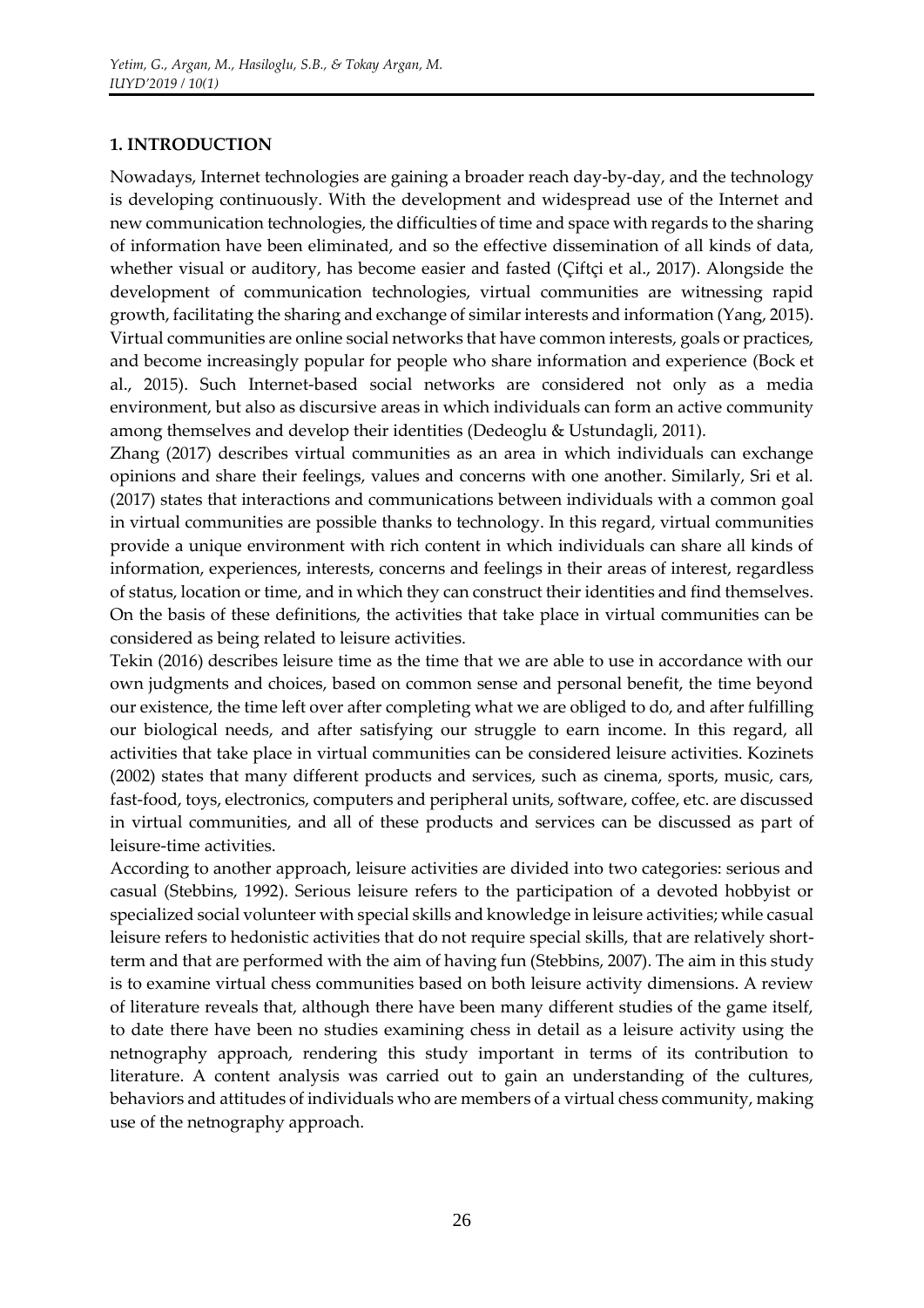## 1. INTRODUCTION

Nowadays, Internet technologies are gaining a broader reach day-by-day, and the technology is developing continuously. With the development and widespread use of the Internet and new communication technologies, the difficulties of time and space with regards to the sharing of information have been eliminated, and so the effective dissemination of all kinds of data, whether visual or auditory, has become easier and fasted (Çiftçi et al., 2017). Alongside the development of communication technologies, virtual communities are witnessing rapid growth, facilitating the sharing and exchange of similar interests and information (Yang, 2015). Virtual communities are online social networks that have common interests, goals or practices, and become increasingly popular for people who share information and experience (Bock et al., 2015). Such Internet-based social networks are considered not only as a media environment, but also as discursive areas in which individuals can form an active community among themselves and develop their identities (Dedeoglu & Ustundagli, 2011).

Zhang (2017) describes virtual communities as an area in which individuals can exchange opinions and share their feelings, values and concerns with one another. Similarly, Sri et al. (2017) states that interactions and communications between individuals with a common goal in virtual communities are possible thanks to technology. In this regard, virtual communities provide a unique environment with rich content in which individuals can share all kinds of information, experiences, interests, concerns and feelings in their areas of interest, regardless of status, location or time, and in which they can construct their identities and find themselves. On the basis of these definitions, the activities that take place in virtual communities can be considered as being related to leisure activities.

Tekin (2016) describes leisure time as the time that we are able to use in accordance with our own judgments and choices, based on common sense and personal benefit, the time beyond our existence, the time left over after completing what we are obliged to do, and after fulfilling our biological needs, and after satisfying our struggle to earn income. In this regard, all activities that take place in virtual communities can be considered leisure activities. Kozinets (2002) states that many different products and services, such as cinema, sports, music, cars, fast-food, toys, electronics, computers and peripheral units, software, coffee, etc. are discussed in virtual communities, and all of these products and services can be discussed as part of leisure-time activities.

According to another approach, leisure activities are divided into two categories: serious and casual (Stebbins, 1992). Serious leisure refers to the participation of a devoted hobbyist or specialized social volunteer with special skills and knowledge in leisure activities; while casual leisure refers to hedonistic activities that do not require special skills, that are relatively short-term and that are performed with the aim of having fun (Stebbins, 2007). The aim in this study is to examine virtual chess communities based on both leisure activity dimensions. A review of literature reveals that, although there have been many different studies of the game itself, to date there have been no studies examining chess in detail as a leisure activity using the netnography approach, rendering this study important in terms of its contribution to literature. A content analysis was carried out to gain an understanding of the cultures, behaviors and attitudes of individuals who are members of a virtual chess community, making use of the netnography approach.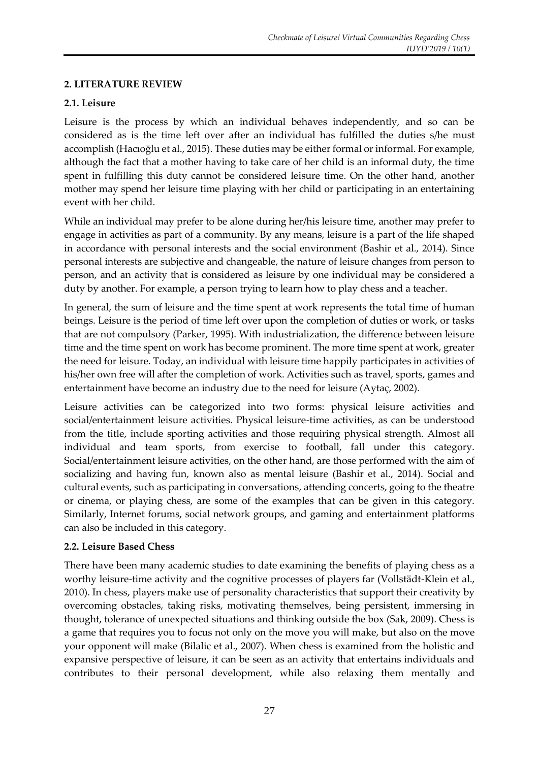## 2. LITERATURE REVIEW

### 2.1. Leisure

Leisure is the process by which an individual behaves independently, and so can be considered as is the time left over after an individual has fulfilled the duties s/he must accomplish (Hacıoğlu et al., 2015). These duties may be either formal or informal. For example, although the fact that a mother having to take care of her child is an informal duty, the time spent in fulfilling this duty cannot be considered leisure time. On the other hand, another mother may spend her leisure time playing with her child or participating in an entertaining event with her child.

While an individual may prefer to be alone during her/his leisure time, another may prefer to engage in activities as part of a community. By any means, leisure is a part of the life shaped in accordance with personal interests and the social environment (Bashir et al., 2014). Since personal interests are subjective and changeable, the nature of leisure changes from person to person, and an activity that is considered as leisure by one individual may be considered a duty by another. For example, a person trying to learn how to play chess and a teacher.

In general, the sum of leisure and the time spent at work represents the total time of human beings. Leisure is the period of time left over upon the completion of duties or work, or tasks that are not compulsory (Parker, 1995). With industrialization, the difference between leisure time and the time spent on work has become prominent. The more time spent at work, greater the need for leisure. Today, an individual with leisure time happily participates in activities of his/her own free will after the completion of work. Activities such as travel, sports, games and entertainment have become an industry due to the need for leisure (Aytaç, 2002).

Leisure activities can be categorized into two forms: physical leisure activities and social/entertainment leisure activities. Physical leisure-time activities, as can be understood from the title, include sporting activities and those requiring physical strength. Almost all individual and team sports, from exercise to football, fall under this category. Social/entertainment leisure activities, on the other hand, are those performed with the aim of socializing and having fun, known also as mental leisure (Bashir et al., 2014). Social and cultural events, such as participating in conversations, attending concerts, going to the theatre or cinema, or playing chess, are some of the examples that can be given in this category. Similarly, Internet forums, social network groups, and gaming and entertainment platforms can also be included in this category.

### 2.2. Leisure Based Chess

There have been many academic studies to date examining the benefits of playing chess as a worthy leisure-time activity and the cognitive processes of players far (Vollstädt-Klein et al., 2010). In chess, players make use of personality characteristics that support their creativity by overcoming obstacles, taking risks, motivating themselves, being persistent, immersing in thought, tolerance of unexpected situations and thinking outside the box (Sak, 2009). Chess is a game that requires you to focus not only on the move you will make, but also on the move your opponent will make (Bilalic et al., 2007). When chess is examined from the holistic and expansive perspective of leisure, it can be seen as an activity that entertains individuals and contributes to their personal development, while also relaxing them mentally and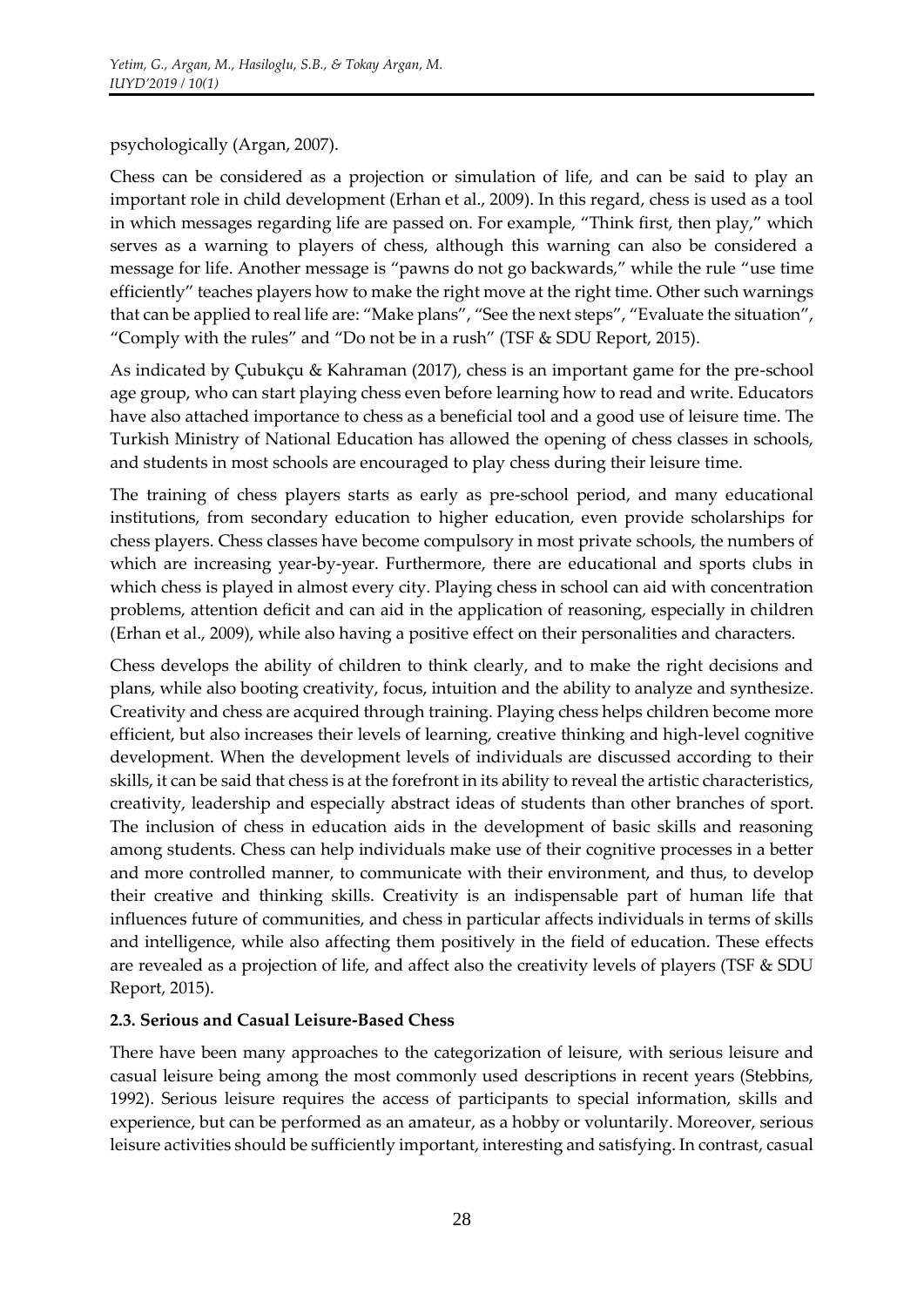psychologically (Argan, 2007).

Chess can be considered as a projection or simulation of life, and can be said to play an important role in child development (Erhan et al., 2009). In this regard, chess is used as a tool in which messages regarding life are passed on. For example, "Think first, then play," which serves as a warning to players of chess, although this warning can also be considered a message for life. Another message is "pawns do not go backwards," while the rule "use time efficiently" teaches players how to make the right move at the right time. Other such warnings that can be applied to real life are: "Make plans", "See the next steps", "Evaluate the situation", "Comply with the rules" and "Do not be in a rush" (TSF & SDU Report, 2015).

As indicated by Çubukçu & Kahraman (2017), chess is an important game for the pre-school age group, who can start playing chess even before learning how to read and write. Educators have also attached importance to chess as a beneficial tool and a good use of leisure time. The Turkish Ministry of National Education has allowed the opening of chess classes in schools, and students in most schools are encouraged to play chess during their leisure time.

The training of chess players starts as early as pre-school period, and many educational institutions, from secondary education to higher education, even provide scholarships for chess players. Chess classes have become compulsory in most private schools, the numbers of which are increasing year-by-year. Furthermore, there are educational and sports clubs in which chess is played in almost every city. Playing chess in school can aid with concentration problems, attention deficit and can aid in the application of reasoning, especially in children (Erhan et al., 2009), while also having a positive effect on their personalities and characters.

Chess develops the ability of children to think clearly, and to make the right decisions and plans, while also booting creativity, focus, intuition and the ability to analyze and synthesize. Creativity and chess are acquired through training. Playing chess helps children become more efficient, but also increases their levels of learning, creative thinking and high-level cognitive development. When the development levels of individuals are discussed according to their skills, it can be said that chess is at the forefront in its ability to reveal the artistic characteristics, creativity, leadership and especially abstract ideas of students than other branches of sport. The inclusion of chess in education aids in the development of basic skills and reasoning among students. Chess can help individuals make use of their cognitive processes in a better and more controlled manner, to communicate with their environment, and thus, to develop their creative and thinking skills. Creativity is an indispensable part of human life that influences future of communities, and chess in particular affects individuals in terms of skills and intelligence, while also affecting them positively in the field of education. These effects are revealed as a projection of life, and affect also the creativity levels of players (TSF & SDU Report, 2015).

### 2.3. Serious and Casual Leisure-Based Chess

There have been many approaches to the categorization of leisure, with serious leisure and casual leisure being among the most commonly used descriptions in recent years (Stebbins, 1992). Serious leisure requires the access of participants to special information, skills and experience, but can be performed as an amateur, as a hobby or voluntarily. Moreover, serious leisure activities should be sufficiently important, interesting and satisfying. In contrast, casual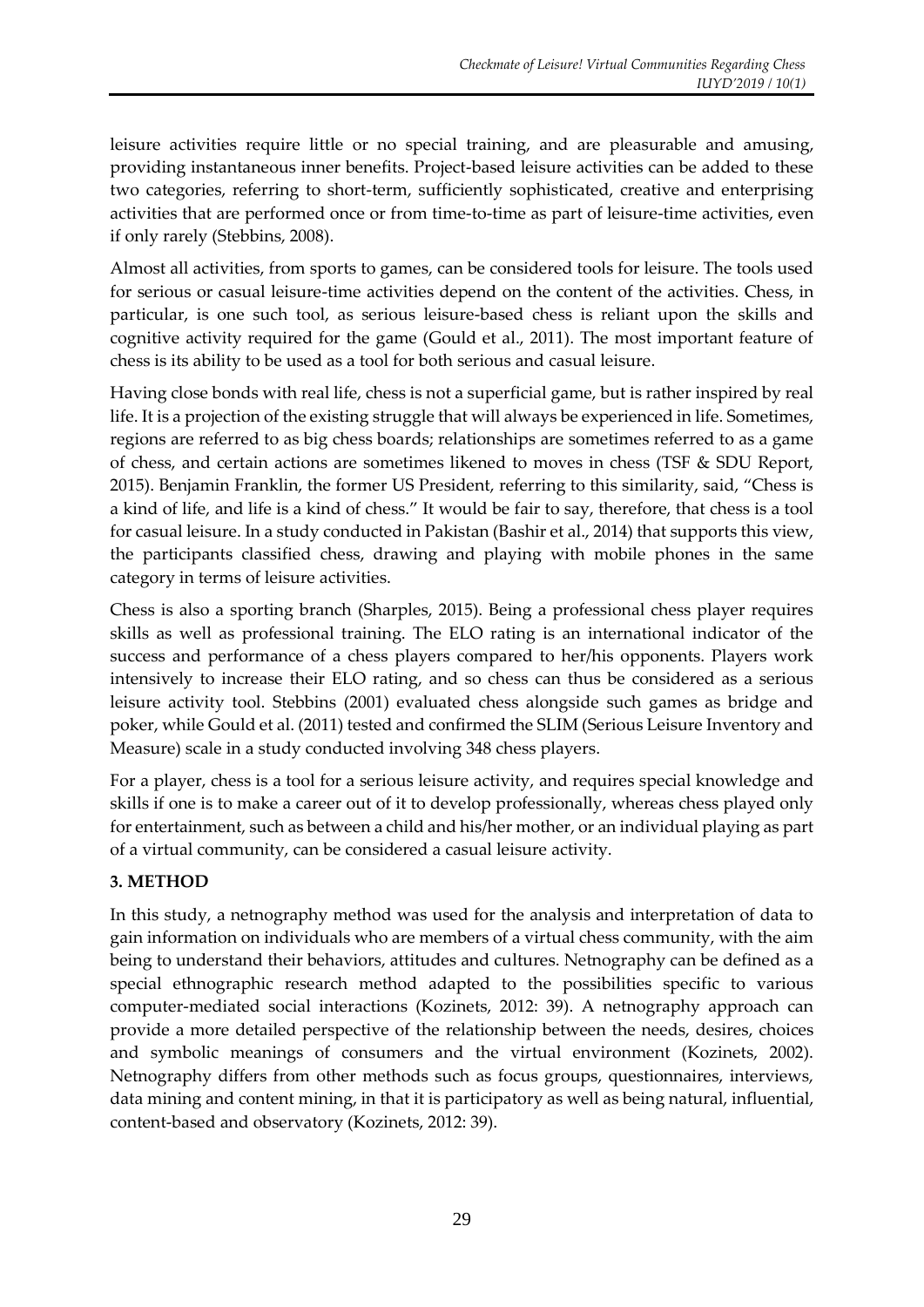leisure activities require little or no special training, and are pleasurable and amusing, providing instantaneous inner benefits. Project-based leisure activities can be added to these two categories, referring to short-term, sufficiently sophisticated, creative and enterprising activities that are performed once or from time-to-time as part of leisure-time activities, even if only rarely (Stebbins, 2008).

Almost all activities, from sports to games, can be considered tools for leisure. The tools used for serious or casual leisure-time activities depend on the content of the activities. Chess, in particular, is one such tool, as serious leisure-based chess is reliant upon the skills and cognitive activity required for the game (Gould et al., 2011). The most important feature of chess is its ability to be used as a tool for both serious and casual leisure.

Having close bonds with real life, chess is not a superficial game, but is rather inspired by real life. It is a projection of the existing struggle that will always be experienced in life. Sometimes, regions are referred to as big chess boards; relationships are sometimes referred to as a game of chess, and certain actions are sometimes likened to moves in chess (TSF & SDU Report, 2015). Benjamin Franklin, the former US President, referring to this similarity, said, "Chess is a kind of life, and life is a kind of chess." It would be fair to say, therefore, that chess is a tool for casual leisure. In a study conducted in Pakistan (Bashir et al., 2014) that supports this view, the participants classified chess, drawing and playing with mobile phones in the same category in terms of leisure activities.

Chess is also a sporting branch (Sharples, 2015). Being a professional chess player requires skills as well as professional training. The ELO rating is an international indicator of the success and performance of a chess players compared to her/his opponents. Players work intensively to increase their ELO rating, and so chess can thus be considered as a serious leisure activity tool. Stebbins (2001) evaluated chess alongside such games as bridge and poker, while Gould et al. (2011) tested and confirmed the SLIM (Serious Leisure Inventory and Measure) scale in a study conducted involving 348 chess players.

For a player, chess is a tool for a serious leisure activity, and requires special knowledge and skills if one is to make a career out of it to develop professionally, whereas chess played only for entertainment, such as between a child and his/her mother, or an individual playing as part of a virtual community, can be considered a casual leisure activity.

## 3. METHOD

In this study, a netnography method was used for the analysis and interpretation of data to gain information on individuals who are members of a virtual chess community, with the aim being to understand their behaviors, attitudes and cultures. Netnography can be defined as a special ethnographic research method adapted to the possibilities specific to various computer-mediated social interactions (Kozinets, 2012: 39). A netnography approach can provide a more detailed perspective of the relationship between the needs, desires, choices and symbolic meanings of consumers and the virtual environment (Kozinets, 2002). Netnography differs from other methods such as focus groups, questionnaires, interviews, data mining and content mining, in that it is participatory as well as being natural, influential, content-based and observatory (Kozinets, 2012: 39).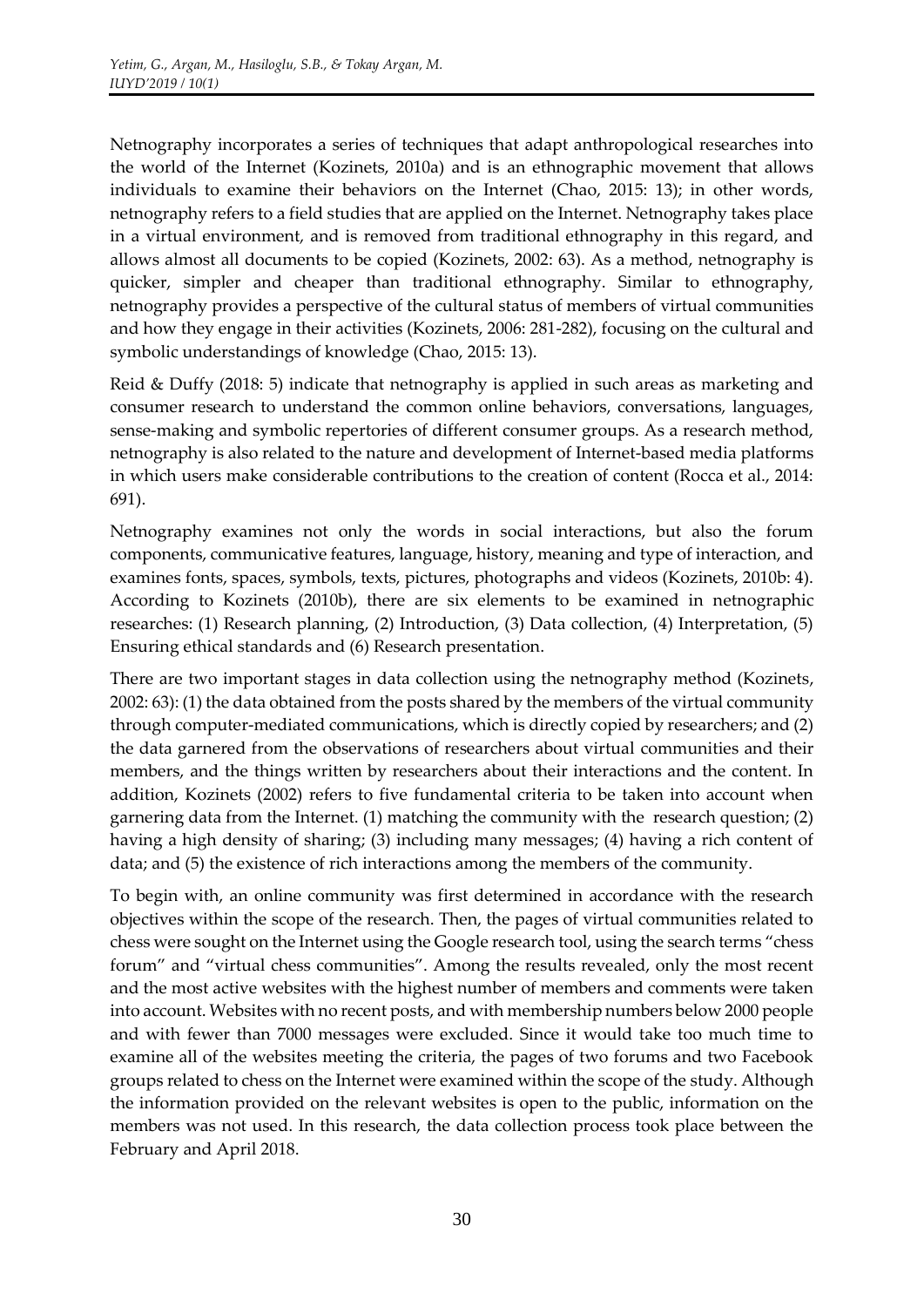Netnography incorporates a series of techniques that adapt anthropological researches into the world of the Internet (Kozinets, 2010a) and is an ethnographic movement that allows individuals to examine their behaviors on the Internet (Chao, 2015: 13); in other words, netnography refers to a field studies that are applied on the Internet. Netnography takes place in a virtual environment, and is removed from traditional ethnography in this regard, and allows almost all documents to be copied (Kozinets, 2002: 63). As a method, netnography is quicker, simpler and cheaper than traditional ethnography. Similar to ethnography, netnography provides a perspective of the cultural status of members of virtual communities and how they engage in their activities (Kozinets, 2006: 281-282), focusing on the cultural and symbolic understandings of knowledge (Chao, 2015: 13).

Reid & Duffy (2018: 5) indicate that netnography is applied in such areas as marketing and consumer research to understand the common online behaviors, conversations, languages, sense-making and symbolic repertories of different consumer groups. As a research method, netnography is also related to the nature and development of Internet-based media platforms in which users make considerable contributions to the creation of content (Rocca et al., 2014: 691).

Netnography examines not only the words in social interactions, but also the forum components, communicative features, language, history, meaning and type of interaction, and examines fonts, spaces, symbols, texts, pictures, photographs and videos (Kozinets, 2010b: 4). According to Kozinets (2010b), there are six elements to be examined in netnographic researches: (1) Research planning, (2) Introduction, (3) Data collection, (4) Interpretation, (5) Ensuring ethical standards and (6) Research presentation.

There are two important stages in data collection using the netnography method (Kozinets, 2002: 63): (1) the data obtained from the posts shared by the members of the virtual community through computer-mediated communications, which is directly copied by researchers; and (2) the data garnered from the observations of researchers about virtual communities and their members, and the things written by researchers about their interactions and the content. In addition, Kozinets (2002) refers to five fundamental criteria to be taken into account when garnering data from the Internet. (1) matching the community with the research question; (2) having a high density of sharing; (3) including many messages; (4) having a rich content of data; and (5) the existence of rich interactions among the members of the community.

To begin with, an online community was first determined in accordance with the research objectives within the scope of the research. Then, the pages of virtual communities related to chess were sought on the Internet using the Google research tool, using the search terms "chess forum" and "virtual chess communities". Among the results revealed, only the most recent and the most active websites with the highest number of members and comments were taken into account. Websites with no recent posts, and with membership numbers below 2000 people and with fewer than 7000 messages were excluded. Since it would take too much time to examine all of the websites meeting the criteria, the pages of two forums and two Facebook groups related to chess on the Internet were examined within the scope of the study. Although the information provided on the relevant websites is open to the public, information on the members was not used. In this research, the data collection process took place between the February and April 2018.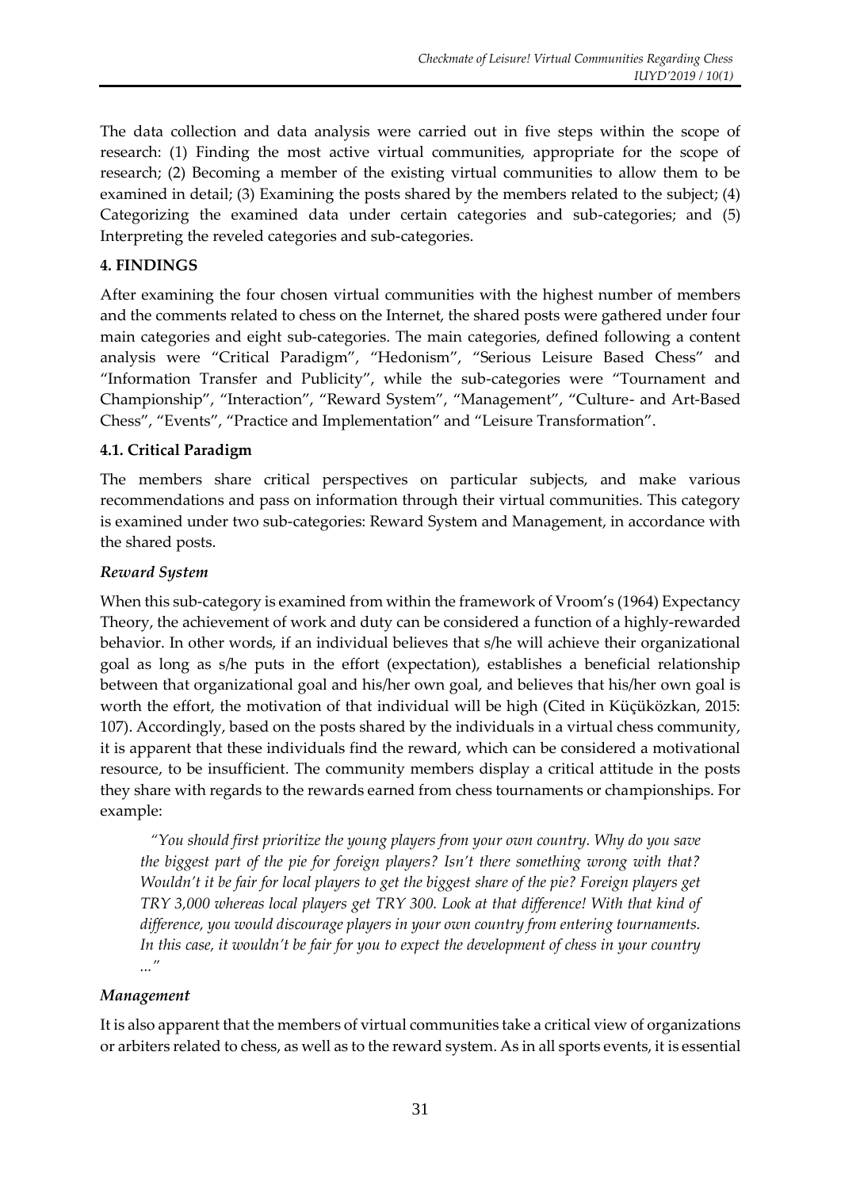The data collection and data analysis were carried out in five steps within the scope of research: (1) Finding the most active virtual communities, appropriate for the scope of research; (2) Becoming a member of the existing virtual communities to allow them to be examined in detail; (3) Examining the posts shared by the members related to the subject; (4) Categorizing the examined data under certain categories and sub-categories; and (5) Interpreting the reveled categories and sub-categories.

## 4. FINDINGS

After examining the four chosen virtual communities with the highest number of members and the comments related to chess on the Internet, the shared posts were gathered under four main categories and eight sub-categories. The main categories, defined following a content analysis were "Critical Paradigm", "Hedonism", "Serious Leisure Based Chess" and "Information Transfer and Publicity", while the sub-categories were "Tournament and Championship", "Interaction", "Reward System", "Management", "Culture- and Art-Based Chess", "Events", "Practice and Implementation" and "Leisure Transformation".

### 4.1. Critical Paradigm

The members share critical perspectives on particular subjects, and make various recommendations and pass on information through their virtual communities. This category is examined under two sub-categories: Reward System and Management, in accordance with the shared posts.

#### *Reward System*

When this sub-category is examined from within the framework of Vroom's (1964) Expectancy Theory, the achievement of work and duty can be considered a function of a highly-rewarded behavior. In other words, if an individual believes that s/he will achieve their organizational goal as long as s/he puts in the effort (expectation), establishes a beneficial relationship between that organizational goal and his/her own goal, and believes that his/her own goal is worth the effort, the motivation of that individual will be high (Cited in Küçüközkan, 2015: 107). Accordingly, based on the posts shared by the individuals in a virtual chess community, it is apparent that these individuals find the reward, which can be considered a motivational resource, to be insufficient. The community members display a critical attitude in the posts they share with regards to the rewards earned from chess tournaments or championships. For example:

> *"You should first prioritize the young players from your own country. Why do you save the biggest part of the pie for foreign players? Isn't there something wrong with that? Wouldn't it be fair for local players to get the biggest share of the pie? Foreign players get TRY 3,000 whereas local players get TRY 300. Look at that difference! With that kind of difference, you would discourage players in your own country from entering tournaments. In this case, it wouldn't be fair for you to expect the development of chess in your country ..."*

#### *Management*

It is also apparent that the members of virtual communities take a critical view of organizations or arbiters related to chess, as well as to the reward system. As in all sports events, it is essential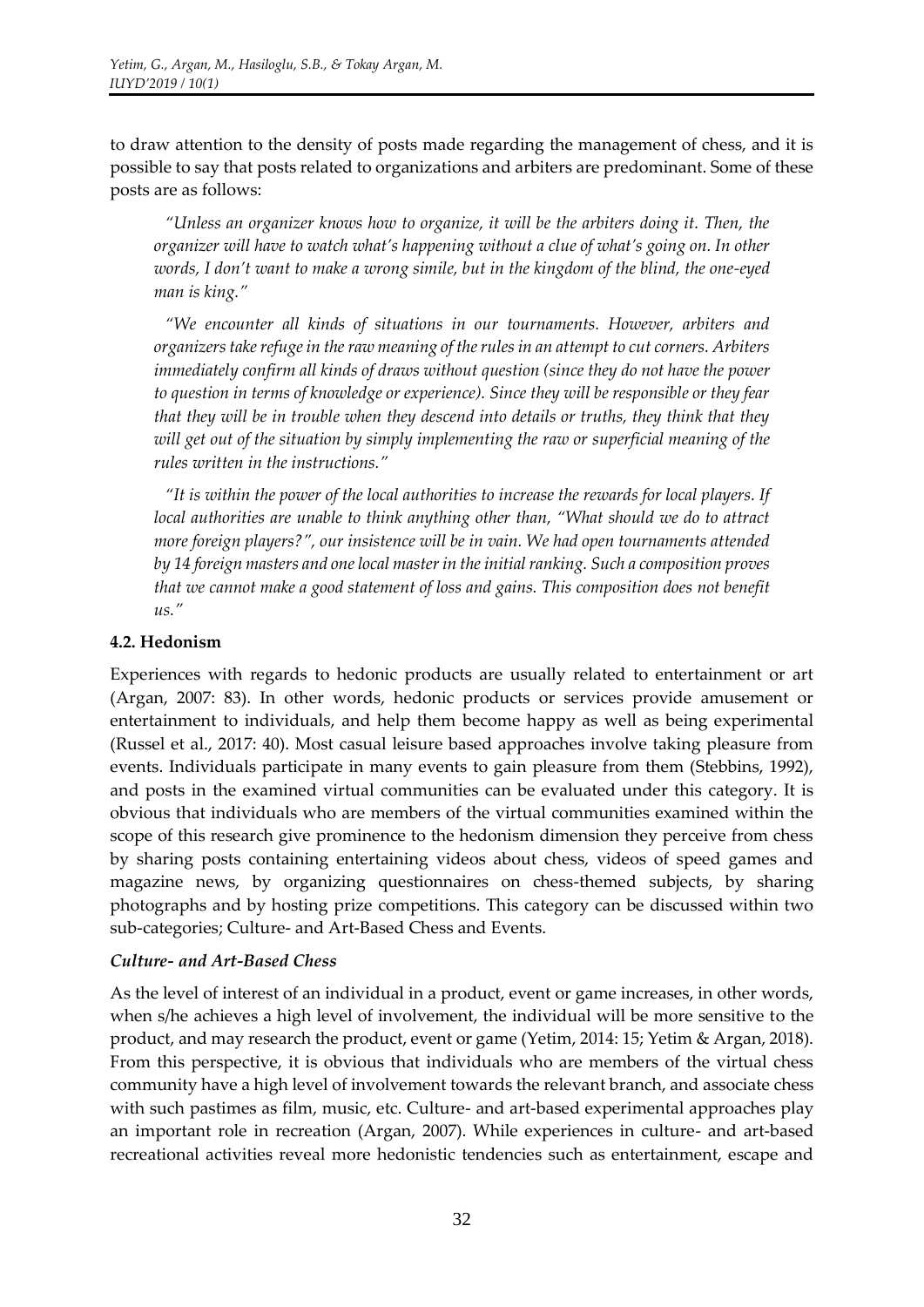to draw attention to the density of posts made regarding the management of chess, and it is possible to say that posts related to organizations and arbiters are predominant. Some of these posts are as follows:

> *"Unless an organizer knows how to organize, it will be the arbiters doing it. Then, the organizer will have to watch what's happening without a clue of what's going on. In other words, I don't want to make a wrong simile, but in the kingdom of the blind, the one-eyed man is king."*

> *"We encounter all kinds of situations in our tournaments. However, arbiters and organizers take refuge in the raw meaning of the rules in an attempt to cut corners. Arbiters immediately confirm all kinds of draws without question (since they do not have the power to question in terms of knowledge or experience). Since they will be responsible or they fear that they will be in trouble when they descend into details or truths, they think that they will get out of the situation by simply implementing the raw or superficial meaning of the rules written in the instructions."*

> *"It is within the power of the local authorities to increase the rewards for local players. If local authorities are unable to think anything other than, "What should we do to attract more foreign players?", our insistence will be in vain. We had open tournaments attended by 14 foreign masters and one local master in the initial ranking. Such a composition proves that we cannot make a good statement of loss and gains. This composition does not benefit us."*

### 4.2. Hedonism

Experiences with regards to hedonic products are usually related to entertainment or art (Argan, 2007: 83). In other words, hedonic products or services provide amusement or entertainment to individuals, and help them become happy as well as being experimental (Russel et al., 2017: 40). Most casual leisure based approaches involve taking pleasure from events. Individuals participate in many events to gain pleasure from them (Stebbins, 1992), and posts in the examined virtual communities can be evaluated under this category. It is obvious that individuals who are members of the virtual communities examined within the scope of this research give prominence to the hedonism dimension they perceive from chess by sharing posts containing entertaining videos about chess, videos of speed games and magazine news, by organizing questionnaires on chess-themed subjects, by sharing photographs and by hosting prize competitions. This category can be discussed within two sub-categories; Culture- and Art-Based Chess and Events.

#### *Culture- and Art-Based Chess*

As the level of interest of an individual in a product, event or game increases, in other words, when s/he achieves a high level of involvement, the individual will be more sensitive to the product, and may research the product, event or game (Yetim, 2014: 15; Yetim & Argan, 2018). From this perspective, it is obvious that individuals who are members of the virtual chess community have a high level of involvement towards the relevant branch, and associate chess with such pastimes as film, music, etc. Culture- and art-based experimental approaches play an important role in recreation (Argan, 2007). While experiences in culture- and art-based recreational activities reveal more hedonistic tendencies such as entertainment, escape and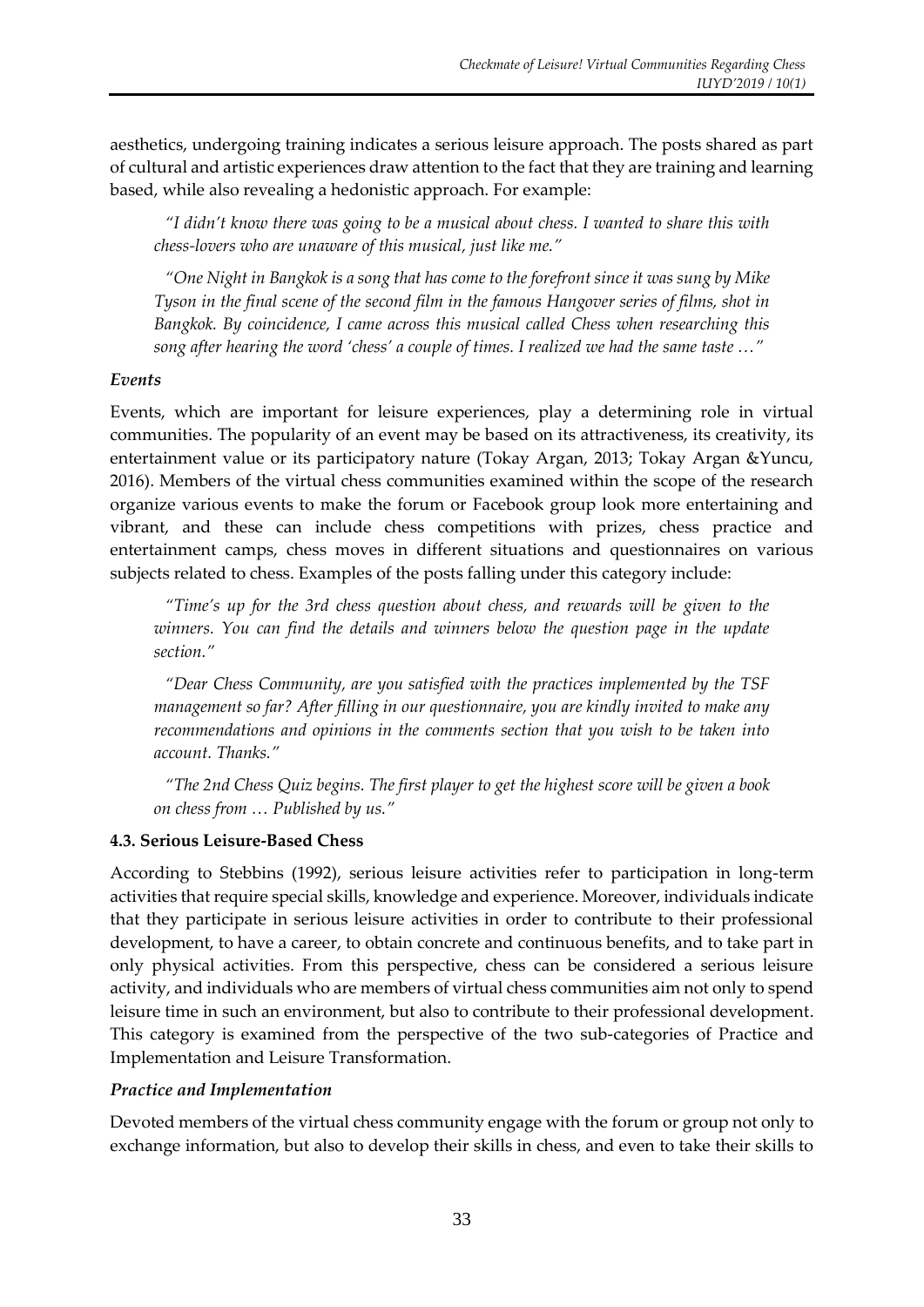aesthetics, undergoing training indicates a serious leisure approach. The posts shared as part of cultural and artistic experiences draw attention to the fact that they are training and learning based, while also revealing a hedonistic approach. For example:

> *"I didn't know there was going to be a musical about chess. I wanted to share this with chess-lovers who are unaware of this musical, just like me."*

> *"One Night in Bangkok is a song that has come to the forefront since it was sung by Mike Tyson in the final scene of the second film in the famous Hangover series of films, shot in Bangkok. By coincidence, I came across this musical called Chess when researching this song after hearing the word 'chess' a couple of times. I realized we had the same taste …"*

#### *Events*

Events, which are important for leisure experiences, play a determining role in virtual communities. The popularity of an event may be based on its attractiveness, its creativity, its entertainment value or its participatory nature (Tokay Argan, 2013; Tokay Argan &Yuncu, 2016). Members of the virtual chess communities examined within the scope of the research organize various events to make the forum or Facebook group look more entertaining and vibrant, and these can include chess competitions with prizes, chess practice and entertainment camps, chess moves in different situations and questionnaires on various subjects related to chess. Examples of the posts falling under this category include:

> *"Time's up for the 3rd chess question about chess, and rewards will be given to the winners. You can find the details and winners below the question page in the update section."*

> *"Dear Chess Community, are you satisfied with the practices implemented by the TSF management so far? After filling in our questionnaire, you are kindly invited to make any recommendations and opinions in the comments section that you wish to be taken into account. Thanks."*

> *"The 2nd Chess Quiz begins. The first player to get the highest score will be given a book on chess from … Published by us."*

### **4.3. Serious Leisure-Based Chess**

According to Stebbins (1992), serious leisure activities refer to participation in long-term activities that require special skills, knowledge and experience. Moreover, individuals indicate that they participate in serious leisure activities in order to contribute to their professional development, to have a career, to obtain concrete and continuous benefits, and to take part in only physical activities. From this perspective, chess can be considered a serious leisure activity, and individuals who are members of virtual chess communities aim not only to spend leisure time in such an environment, but also to contribute to their professional development. This category is examined from the perspective of the two sub-categories of Practice and Implementation and Leisure Transformation.

#### *Practice and Implementation*

Devoted members of the virtual chess community engage with the forum or group not only to exchange information, but also to develop their skills in chess, and even to take their skills to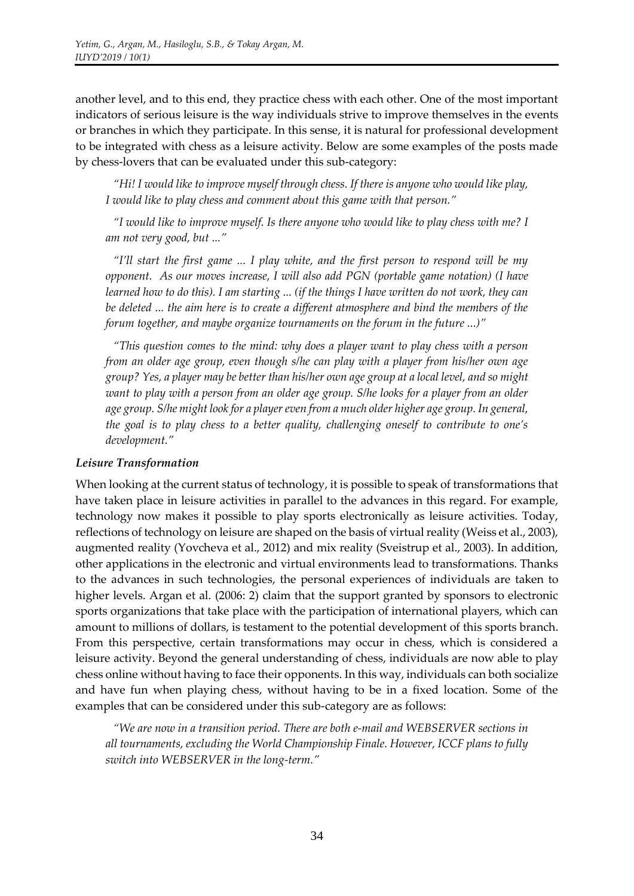another level, and to this end, they practice chess with each other. One of the most important indicators of serious leisure is the way individuals strive to improve themselves in the events or branches in which they participate. In this sense, it is natural for professional development to be integrated with chess as a leisure activity. Below are some examples of the posts made by chess-lovers that can be evaluated under this sub-category:

> *"Hi! I would like to improve myself through chess. If there is anyone who would like play, I would like to play chess and comment about this game with that person."*

> *"I would like to improve myself. Is there anyone who would like to play chess with me? I am not very good, but ..."*

> *"I'll start the first game ... I play white, and the first person to respond will be my opponent. As our moves increase, I will also add PGN (portable game notation) (I have learned how to do this). I am starting ... (if the things I have written do not work, they can be deleted ... the aim here is to create a different atmosphere and bind the members of the forum together, and maybe organize tournaments on the forum in the future ...)"*

> *"This question comes to the mind: why does a player want to play chess with a person from an older age group, even though s/he can play with a player from his/her own age group? Yes, a player may be better than his/her own age group at a local level, and so might want to play with a person from an older age group. S/he looks for a player from an older age group. S/he might look for a player even from a much older higher age group. In general, the goal is to play chess to a better quality, challenging oneself to contribute to one's development."*

***Leisure Transformation***

When looking at the current status of technology, it is possible to speak of transformations that have taken place in leisure activities in parallel to the advances in this regard. For example, technology now makes it possible to play sports electronically as leisure activities. Today, reflections of technology on leisure are shaped on the basis of virtual reality (Weiss et al., 2003), augmented reality (Yovcheva et al., 2012) and mix reality (Sveistrup et al., 2003). In addition, other applications in the electronic and virtual environments lead to transformations. Thanks to the advances in such technologies, the personal experiences of individuals are taken to higher levels. Argan et al. (2006: 2) claim that the support granted by sponsors to electronic sports organizations that take place with the participation of international players, which can amount to millions of dollars, is testament to the potential development of this sports branch. From this perspective, certain transformations may occur in chess, which is considered a leisure activity. Beyond the general understanding of chess, individuals are now able to play chess online without having to face their opponents. In this way, individuals can both socialize and have fun when playing chess, without having to be in a fixed location. Some of the examples that can be considered under this sub-category are as follows:

> *"We are now in a transition period. There are both e-mail and WEBSERVER sections in all tournaments, excluding the World Championship Finale. However, ICCF plans to fully switch into WEBSERVER in the long-term."*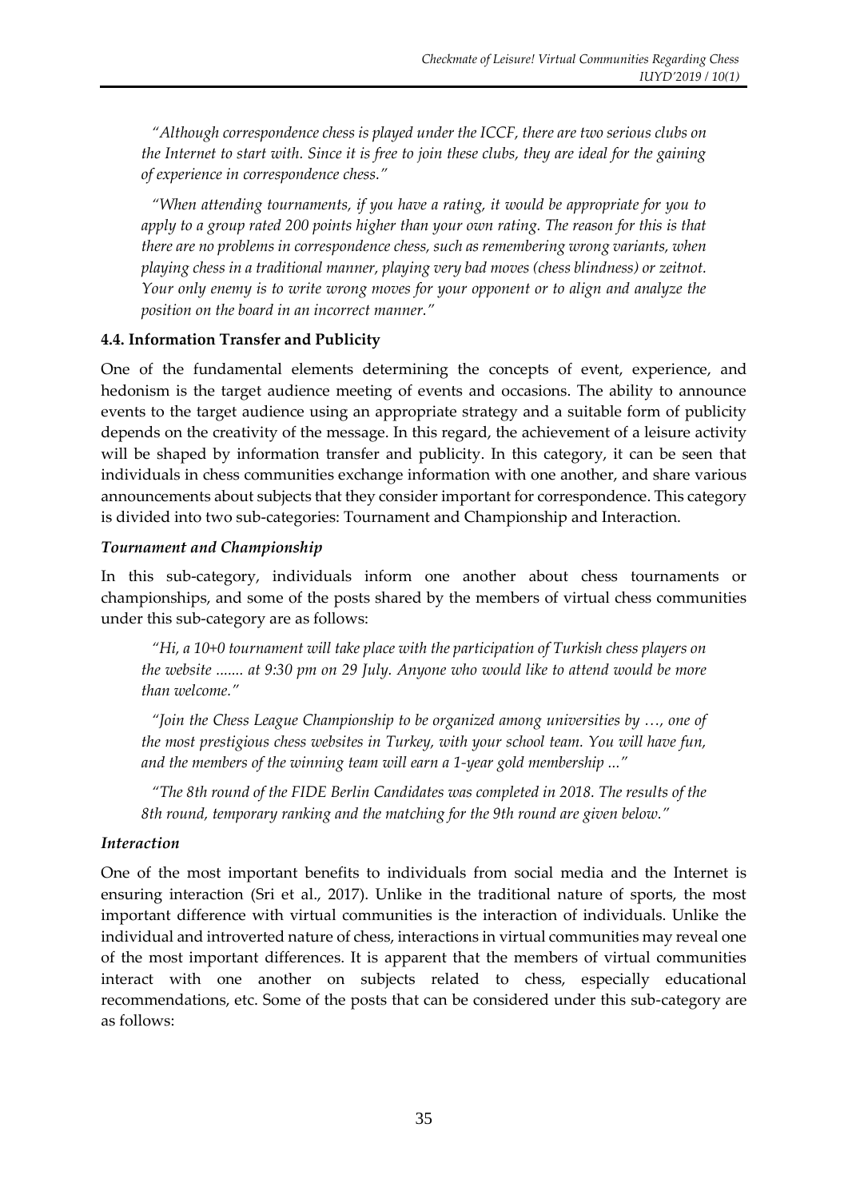> "Although correspondence chess is played under the ICCF, there are two serious clubs on the Internet to start with. Since it is free to join these clubs, they are ideal for the gaining of experience in correspondence chess."

> "When attending tournaments, if you have a rating, it would be appropriate for you to apply to a group rated 200 points higher than your own rating. The reason for this is that there are no problems in correspondence chess, such as remembering wrong variants, when playing chess in a traditional manner, playing very bad moves (chess blindness) or zeitnot. Your only enemy is to write wrong moves for your opponent or to align and analyze the position on the board in an incorrect manner."

### 4.4. Information Transfer and Publicity

One of the fundamental elements determining the concepts of event, experience, and hedonism is the target audience meeting of events and occasions. The ability to announce events to the target audience using an appropriate strategy and a suitable form of publicity depends on the creativity of the message. In this regard, the achievement of a leisure activity will be shaped by information transfer and publicity. In this category, it can be seen that individuals in chess communities exchange information with one another, and share various announcements about subjects that they consider important for correspondence. This category is divided into two sub-categories: Tournament and Championship and Interaction.

#### *Tournament and Championship*

In this sub-category, individuals inform one another about chess tournaments or championships, and some of the posts shared by the members of virtual chess communities under this sub-category are as follows:

> "Hi, a 10+0 tournament will take place with the participation of Turkish chess players on the website ....... at 9:30 pm on 29 July. Anyone who would like to attend would be more than welcome."

> "Join the Chess League Championship to be organized among universities by …, one of the most prestigious chess websites in Turkey, with your school team. You will have fun, and the members of the winning team will earn a 1-year gold membership ..."

> "The 8th round of the FIDE Berlin Candidates was completed in 2018. The results of the 8th round, temporary ranking and the matching for the 9th round are given below."

#### *Interaction*

One of the most important benefits to individuals from social media and the Internet is ensuring interaction (Sri et al., 2017). Unlike in the traditional nature of sports, the most important difference with virtual communities is the interaction of individuals. Unlike the individual and introverted nature of chess, interactions in virtual communities may reveal one of the most important differences. It is apparent that the members of virtual communities interact with one another on subjects related to chess, especially educational recommendations, etc. Some of the posts that can be considered under this sub-category are as follows: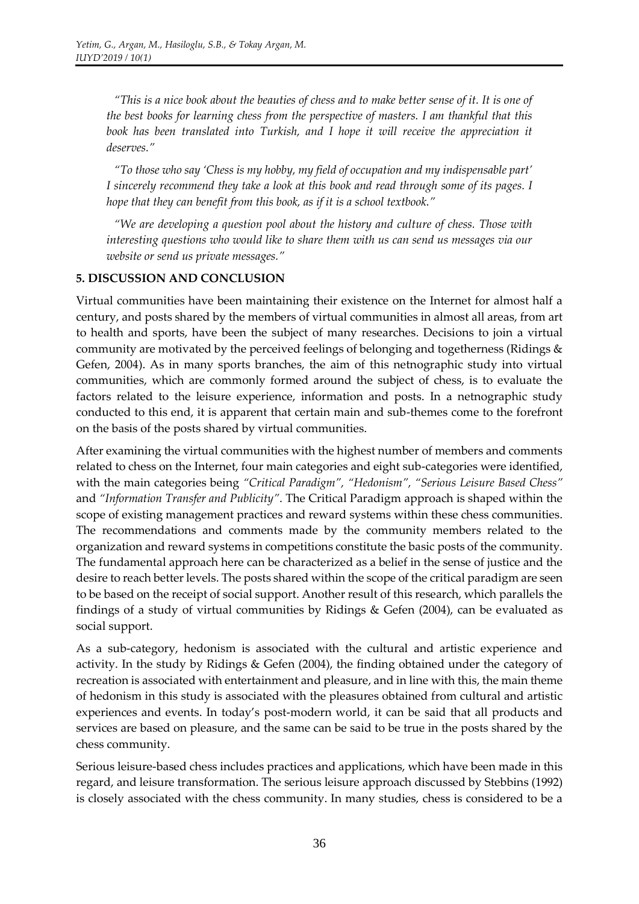*"This is a nice book about the beauties of chess and to make better sense of it. It is one of the best books for learning chess from the perspective of masters. I am thankful that this book has been translated into Turkish, and I hope it will receive the appreciation it deserves."*

*"To those who say 'Chess is my hobby, my field of occupation and my indispensable part' I sincerely recommend they take a look at this book and read through some of its pages. I hope that they can benefit from this book, as if it is a school textbook."*

*"We are developing a question pool about the history and culture of chess. Those with interesting questions who would like to share them with us can send us messages via our website or send us private messages."*

## 5. DISCUSSION AND CONCLUSION

Virtual communities have been maintaining their existence on the Internet for almost half a century, and posts shared by the members of virtual communities in almost all areas, from art to health and sports, have been the subject of many researches. Decisions to join a virtual community are motivated by the perceived feelings of belonging and togetherness (Ridings & Gefen, 2004). As in many sports branches, the aim of this netnographic study into virtual communities, which are commonly formed around the subject of chess, is to evaluate the factors related to the leisure experience, information and posts. In a netnographic study conducted to this end, it is apparent that certain main and sub-themes come to the forefront on the basis of the posts shared by virtual communities.

After examining the virtual communities with the highest number of members and comments related to chess on the Internet, four main categories and eight sub-categories were identified, with the main categories being *"Critical Paradigm", "Hedonism", "Serious Leisure Based Chess"* and *"Information Transfer and Publicity"*. The Critical Paradigm approach is shaped within the scope of existing management practices and reward systems within these chess communities. The recommendations and comments made by the community members related to the organization and reward systems in competitions constitute the basic posts of the community. The fundamental approach here can be characterized as a belief in the sense of justice and the desire to reach better levels. The posts shared within the scope of the critical paradigm are seen to be based on the receipt of social support. Another result of this research, which parallels the findings of a study of virtual communities by Ridings & Gefen (2004), can be evaluated as social support.

As a sub-category, hedonism is associated with the cultural and artistic experience and activity. In the study by Ridings & Gefen (2004), the finding obtained under the category of recreation is associated with entertainment and pleasure, and in line with this, the main theme of hedonism in this study is associated with the pleasures obtained from cultural and artistic experiences and events. In today's post-modern world, it can be said that all products and services are based on pleasure, and the same can be said to be true in the posts shared by the chess community.

Serious leisure-based chess includes practices and applications, which have been made in this regard, and leisure transformation. The serious leisure approach discussed by Stebbins (1992) is closely associated with the chess community. In many studies, chess is considered to be a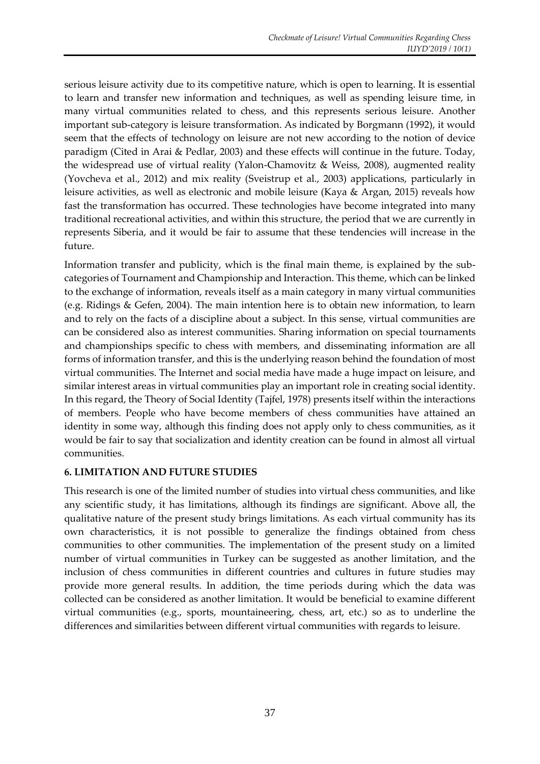serious leisure activity due to its competitive nature, which is open to learning. It is essential to learn and transfer new information and techniques, as well as spending leisure time, in many virtual communities related to chess, and this represents serious leisure. Another important sub-category is leisure transformation. As indicated by Borgmann (1992), it would seem that the effects of technology on leisure are not new according to the notion of device paradigm (Cited in Arai & Pedlar, 2003) and these effects will continue in the future. Today, the widespread use of virtual reality (Yalon-Chamovitz & Weiss, 2008), augmented reality (Yovcheva et al., 2012) and mix reality (Sveistrup et al., 2003) applications, particularly in leisure activities, as well as electronic and mobile leisure (Kaya & Argan, 2015) reveals how fast the transformation has occurred. These technologies have become integrated into many traditional recreational activities, and within this structure, the period that we are currently in represents Siberia, and it would be fair to assume that these tendencies will increase in the future.

Information transfer and publicity, which is the final main theme, is explained by the sub-categories of Tournament and Championship and Interaction. This theme, which can be linked to the exchange of information, reveals itself as a main category in many virtual communities (e.g. Ridings & Gefen, 2004). The main intention here is to obtain new information, to learn and to rely on the facts of a discipline about a subject. In this sense, virtual communities are can be considered also as interest communities. Sharing information on special tournaments and championships specific to chess with members, and disseminating information are all forms of information transfer, and this is the underlying reason behind the foundation of most virtual communities. The Internet and social media have made a huge impact on leisure, and similar interest areas in virtual communities play an important role in creating social identity. In this regard, the Theory of Social Identity (Tajfel, 1978) presents itself within the interactions of members. People who have become members of chess communities have attained an identity in some way, although this finding does not apply only to chess communities, as it would be fair to say that socialization and identity creation can be found in almost all virtual communities.

## 6. LIMITATION AND FUTURE STUDIES

This research is one of the limited number of studies into virtual chess communities, and like any scientific study, it has limitations, although its findings are significant. Above all, the qualitative nature of the present study brings limitations. As each virtual community has its own characteristics, it is not possible to generalize the findings obtained from chess communities to other communities. The implementation of the present study on a limited number of virtual communities in Turkey can be suggested as another limitation, and the inclusion of chess communities in different countries and cultures in future studies may provide more general results. In addition, the time periods during which the data was collected can be considered as another limitation. It would be beneficial to examine different virtual communities (e.g., sports, mountaineering, chess, art, etc.) so as to underline the differences and similarities between different virtual communities with regards to leisure.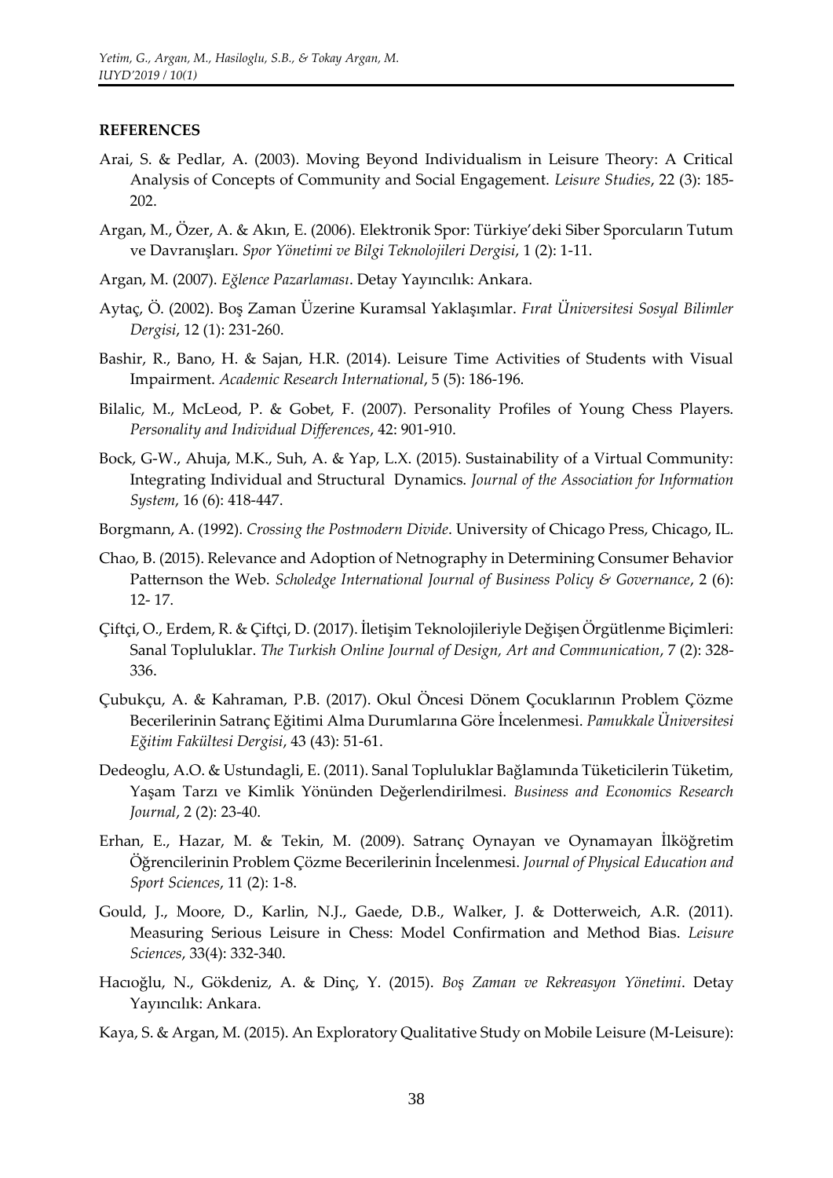**REFERENCES**

Arai, S. & Pedlar, A. (2003). Moving Beyond Individualism in Leisure Theory: A Critical Analysis of Concepts of Community and Social Engagement. *Leisure Studies*, 22 (3): 185-202.

Argan, M., Özer, A. & Akın, E. (2006). Elektronik Spor: Türkiye'deki Siber Sporcuların Tutum ve Davranışları. *Spor Yönetimi ve Bilgi Teknolojileri Dergisi*, 1 (2): 1-11.

Argan, M. (2007). *Eğlence Pazarlaması*. Detay Yayıncılık: Ankara.

Aytaç, Ö. (2002). Boş Zaman Üzerine Kuramsal Yaklaşımlar. *Fırat Üniversitesi Sosyal Bilimler Dergisi*, 12 (1): 231-260.

Bashir, R., Bano, H. & Sajan, H.R. (2014). Leisure Time Activities of Students with Visual Impairment. *Academic Research International*, 5 (5): 186-196.

Bilalic, M., McLeod, P. & Gobet, F. (2007). Personality Profiles of Young Chess Players. *Personality and Individual Differences*, 42: 901-910.

Bock, G-W., Ahuja, M.K., Suh, A. & Yap, L.X. (2015). Sustainability of a Virtual Community: Integrating Individual and Structural Dynamics. *Journal of the Association for Information System*, 16 (6): 418-447.

Borgmann, A. (1992). *Crossing the Postmodern Divide*. University of Chicago Press, Chicago, IL.

Chao, B. (2015). Relevance and Adoption of Netnography in Determining Consumer Behavior Patternson the Web. *Scholedge International Journal of Business Policy & Governance*, 2 (6): 12- 17.

Çiftçi, O., Erdem, R. & Çiftçi, D. (2017). İletişim Teknolojileriyle Değişen Örgütlenme Biçimleri: Sanal Topluluklar. *The Turkish Online Journal of Design, Art and Communication*, 7 (2): 328-336.

Çubukçu, A. & Kahraman, P.B. (2017). Okul Öncesi Dönem Çocuklarının Problem Çözme Becerilerinin Satranç Eğitimi Alma Durumlarına Göre İncelenmesi. *Pamukkale Üniversitesi Eğitim Fakültesi Dergisi*, 43 (43): 51-61.

Dedeoglu, A.O. & Ustundagli, E. (2011). Sanal Topluluklar Bağlamında Tüketicilerin Tüketim, Yaşam Tarzı ve Kimlik Yönünden Değerlendirilmesi. *Business and Economics Research Journal*, 2 (2): 23-40.

Erhan, E., Hazar, M. & Tekin, M. (2009). Satranç Oynayan ve Oynamayan İlköğretim Öğrencilerinin Problem Çözme Becerilerinin İncelenmesi. *Journal of Physical Education and Sport Sciences*, 11 (2): 1-8.

Gould, J., Moore, D., Karlin, N.J., Gaede, D.B., Walker, J. & Dotterweich, A.R. (2011). Measuring Serious Leisure in Chess: Model Confirmation and Method Bias. *Leisure Sciences*, 33(4): 332-340.

Hacıoğlu, N., Gökdeniz, A. & Dinç, Y. (2015). *Boş Zaman ve Rekreasyon Yönetimi*. Detay Yayıncılık: Ankara.

Kaya, S. & Argan, M. (2015). An Exploratory Qualitative Study on Mobile Leisure (M-Leisure):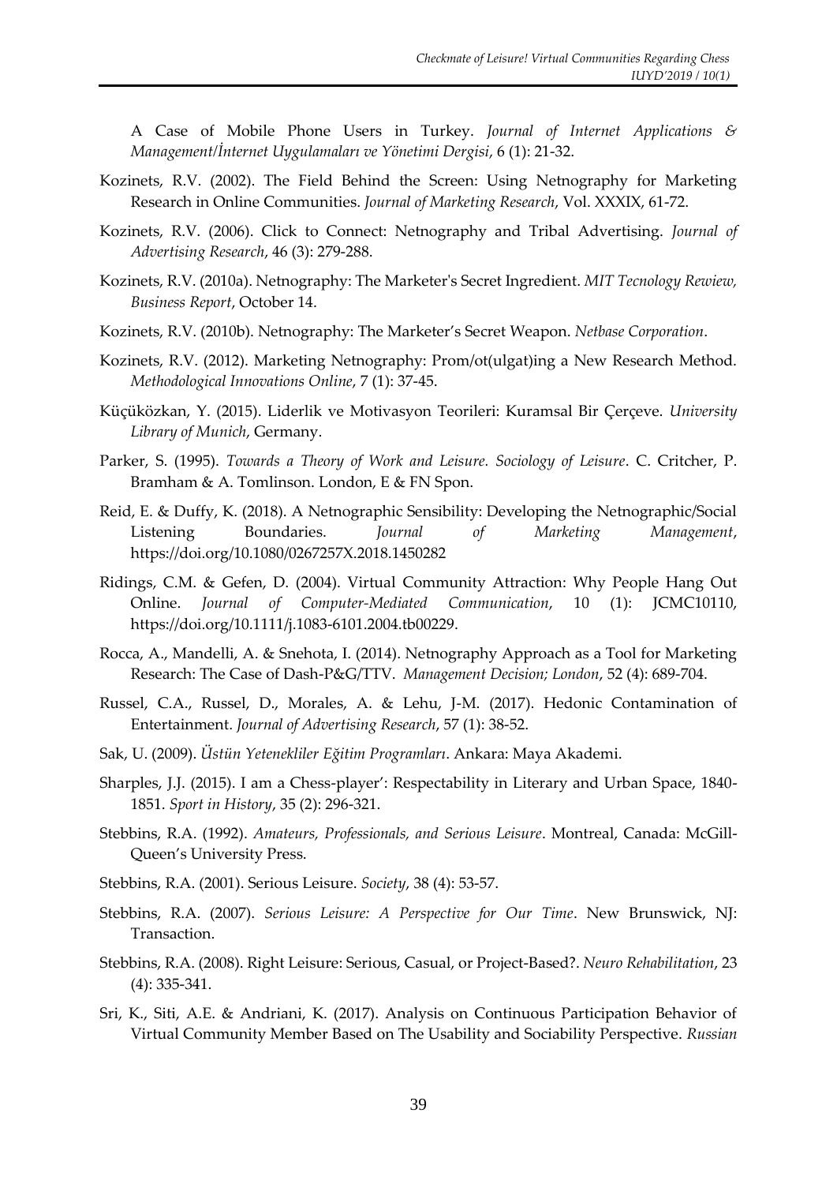A Case of Mobile Phone Users in Turkey. *Journal of Internet Applications & Management/İnternet Uygulamaları ve Yönetimi Dergisi*, 6 (1): 21-32.

Kozinets, R.V. (2002). The Field Behind the Screen: Using Netnography for Marketing Research in Online Communities. *Journal of Marketing Research*, Vol. XXXIX, 61-72.

Kozinets, R.V. (2006). Click to Connect: Netnography and Tribal Advertising. *Journal of Advertising Research*, 46 (3): 279-288.

Kozinets, R.V. (2010a). Netnography: The Marketer's Secret Ingredient. *MIT Tecnology Rewiew, Business Report*, October 14.

Kozinets, R.V. (2010b). Netnography: The Marketer's Secret Weapon. *Netbase Corporation*.

Kozinets, R.V. (2012). Marketing Netnography: Prom/ot(ulgat)ing a New Research Method. *Methodological Innovations Online*, 7 (1): 37-45.

Küçüközkan, Y. (2015). Liderlik ve Motivasyon Teorileri: Kuramsal Bir Çerçeve. *University Library of Munich*, Germany.

Parker, S. (1995). *Towards a Theory of Work and Leisure. Sociology of Leisure*. C. Critcher, P. Bramham & A. Tomlinson. London, E & FN Spon.

Reid, E. & Duffy, K. (2018). A Netnographic Sensibility: Developing the Netnographic/Social Listening Boundaries. *Journal of Marketing Management*, https://doi.org/10.1080/0267257X.2018.1450282

Ridings, C.M. & Gefen, D. (2004). Virtual Community Attraction: Why People Hang Out Online. *Journal of Computer-Mediated Communication*, 10 (1): JCMC10110, https://doi.org/10.1111/j.1083-6101.2004.tb00229.

Rocca, A., Mandelli, A. & Snehota, I. (2014). Netnography Approach as a Tool for Marketing Research: The Case of Dash-P&G/TTV. *Management Decision; London*, 52 (4): 689-704.

Russel, C.A., Russel, D., Morales, A. & Lehu, J-M. (2017). Hedonic Contamination of Entertainment. *Journal of Advertising Research*, 57 (1): 38-52.

Sak, U. (2009). *Üstün Yetenekliler Eğitim Programları*. Ankara: Maya Akademi.

Sharples, J.J. (2015). I am a Chess-player': Respectability in Literary and Urban Space, 1840-1851. *Sport in History*, 35 (2): 296-321.

Stebbins, R.A. (1992). *Amateurs, Professionals, and Serious Leisure*. Montreal, Canada: McGill-Queen's University Press.

Stebbins, R.A. (2001). Serious Leisure. *Society*, 38 (4): 53-57.

Stebbins, R.A. (2007). *Serious Leisure: A Perspective for Our Time*. New Brunswick, NJ: Transaction.

Stebbins, R.A. (2008). Right Leisure: Serious, Casual, or Project-Based?. *Neuro Rehabilitation*, 23 (4): 335-341.

Sri, K., Siti, A.E. & Andriani, K. (2017). Analysis on Continuous Participation Behavior of Virtual Community Member Based on The Usability and Sociability Perspective. *Russian*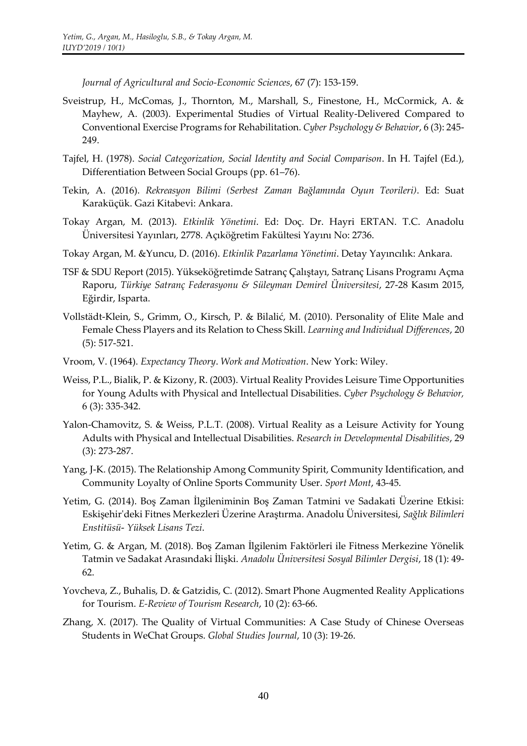*Journal of Agricultural and Socio-Economic Sciences*, 67 (7): 153-159.

Sveistrup, H., McComas, J., Thornton, M., Marshall, S., Finestone, H., McCormick, A. & Mayhew, A. (2003). Experimental Studies of Virtual Reality-Delivered Compared to Conventional Exercise Programs for Rehabilitation. *Cyber Psychology & Behavior*, 6 (3): 245-249.

Tajfel, H. (1978). *Social Categorization, Social Identity and Social Comparison*. In H. Tajfel (Ed.), Differentiation Between Social Groups (pp. 61–76).

Tekin, A. (2016). *Rekreasyon Bilimi (Serbest Zaman Bağlamında Oyun Teorileri)*. Ed: Suat Karaküçük. Gazi Kitabevi: Ankara.

Tokay Argan, M. (2013). *Etkinlik Yönetimi*. Ed: Doç. Dr. Hayri ERTAN. T.C. Anadolu Üniversitesi Yayınları, 2778. Açıköğretim Fakültesi Yayını No: 2736.

Tokay Argan, M. &Yuncu, D. (2016). *Etkinlik Pazarlama Yönetimi*. Detay Yayıncılık: Ankara.

TSF & SDU Report (2015). Yükseköğretimde Satranç Çalıştayı, Satranç Lisans Programı Açma Raporu, *Türkiye Satranç Federasyonu & Süleyman Demirel Üniversitesi*, 27-28 Kasım 2015, Eğirdir, Isparta.

Vollstädt-Klein, S., Grimm, O., Kirsch, P. & Bilalić, M. (2010). Personality of Elite Male and Female Chess Players and its Relation to Chess Skill. *Learning and Individual Differences*, 20 (5): 517-521.

Vroom, V. (1964). *Expectancy Theory*. *Work and Motivation*. New York: Wiley.

Weiss, P.L., Bialik, P. & Kizony, R. (2003). Virtual Reality Provides Leisure Time Opportunities for Young Adults with Physical and Intellectual Disabilities. *Cyber Psychology & Behavior,* 6 (3): 335-342.

Yalon-Chamovitz, S. & Weiss, P.L.T. (2008). Virtual Reality as a Leisure Activity for Young Adults with Physical and Intellectual Disabilities. *Research in Developmental Disabilities*, 29 (3): 273-287.

Yang, J-K. (2015). The Relationship Among Community Spirit, Community Identification, and Community Loyalty of Online Sports Community User. *Sport Mont*, 43-45.

Yetim, G. (2014). Boş Zaman İlgileniminin Boş Zaman Tatmini ve Sadakati Üzerine Etkisi: Eskişehir'deki Fitnes Merkezleri Üzerine Araştırma. Anadolu Üniversitesi, *Sağlık Bilimleri Enstitüsü- Yüksek Lisans Tezi*.

Yetim, G. & Argan, M. (2018). Boş Zaman İlgilenim Faktörleri ile Fitness Merkezine Yönelik Tatmin ve Sadakat Arasındaki İlişki. *Anadolu Üniversitesi Sosyal Bilimler Dergisi*, 18 (1): 49-62.

Yovcheva, Z., Buhalis, D. & Gatzidis, C. (2012). Smart Phone Augmented Reality Applications for Tourism. *E-Review of Tourism Research*, 10 (2): 63-66.

Zhang, X. (2017). The Quality of Virtual Communities: A Case Study of Chinese Overseas Students in WeChat Groups. *Global Studies Journal*, 10 (3): 19-26.